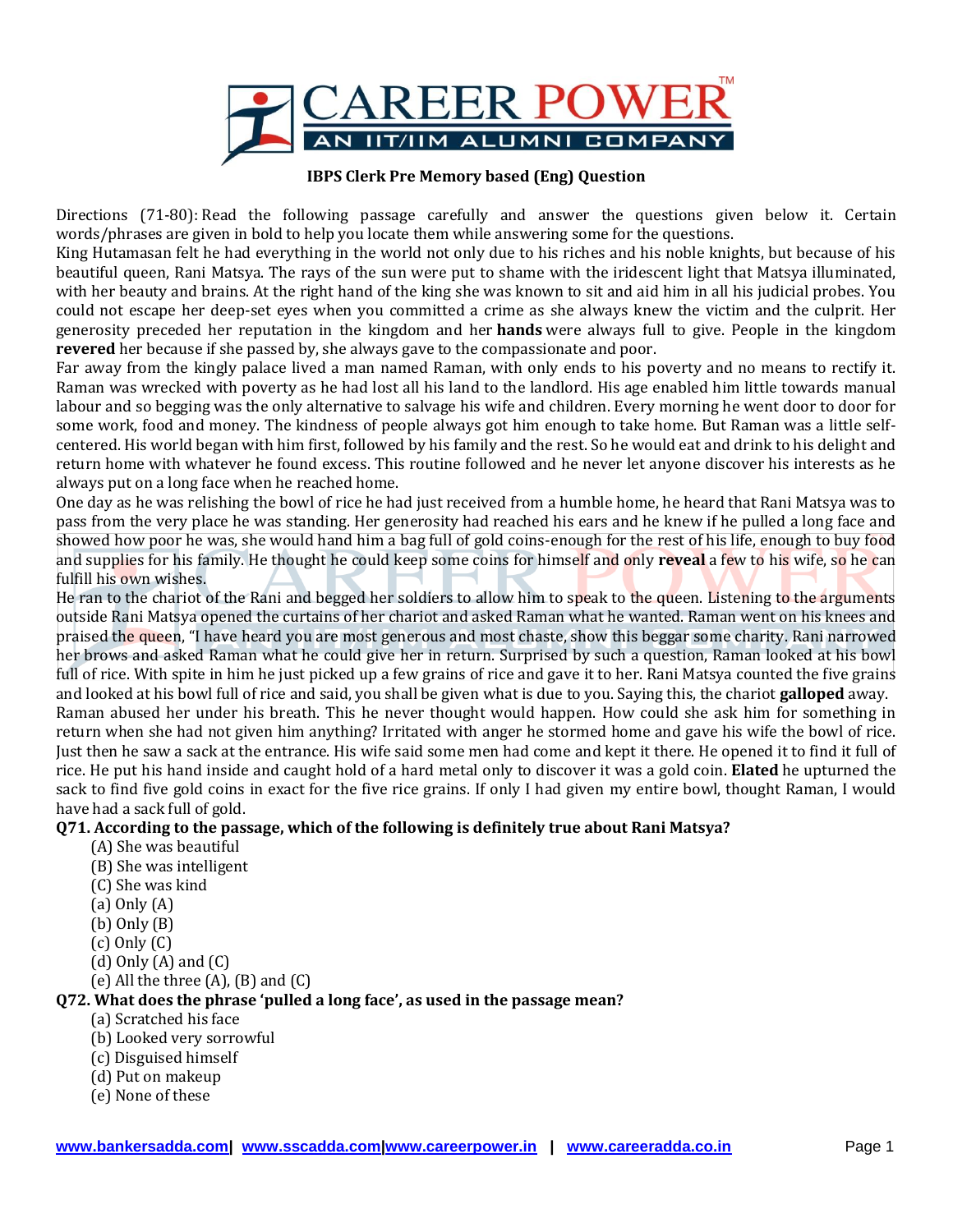### IBPS Clerk Pre Memory based (Eng) Question

Directions (71-80): Read the following passage carefully and answer the questions given below it. Certain words/phrases are given in bold to help you locate them while answering some for the questions.

King Hutamasan felt he had everything in the world not only due to his riches and his noble knights, but because of his beautiful queen, Rani Matsya. The rays of the sun were put to shame with the iridescent light that Matsya illuminated, with her beauty and brains. At the right hand of the king she was known to sit and aid him in all his judicial probes. You could not escape her deep-set eyes when you committed a crime as she always knew the victim and the culprit. Her generosity preceded her reputation in the kingdom and her **hands** were always full to give. People in the kingdom **revered** her because if she passed by, she always gave to the compassionate and poor.

Far away from the kingly palace lived a man named Raman, with only ends to his poverty and no means to rectify it. Raman was wrecked with poverty as he had lost all his land to the landlord. His age enabled him little towards manual labour and so begging was the only alternative to salvage his wife and children. Every morning he went door to door for some work, food and money. The kindness of people always got him enough to take home. But Raman was a little self-centered. His world began with him first, followed by his family and the rest. So he would eat and drink to his delight and return home with whatever he found excess. This routine followed and he never let anyone discover his interests as he always put on a long face when he reached home.

One day as he was relishing the bowl of rice he had just received from a humble home, he heard that Rani Matsya was to pass from the very place he was standing. Her generosity had reached his ears and he knew if he pulled a long face and showed how poor he was, she would hand him a bag full of gold coins-enough for the rest of his life, enough to buy food and supplies for his family. He thought he could keep some coins for himself and only **reveal** a few to his wife, so he can fulfill his own wishes.

He ran to the chariot of the Rani and begged her soldiers to allow him to speak to the queen. Listening to the arguments outside Rani Matsya opened the curtains of her chariot and asked Raman what he wanted. Raman went on his knees and praised the queen, "I have heard you are most generous and most chaste, show this beggar some charity. Rani narrowed her brows and asked Raman what he could give her in return. Surprised by such a question, Raman looked at his bowl full of rice. With spite in him he just picked up a few grains of rice and gave it to her. Rani Matsya counted the five grains and looked at his bowl full of rice and said, you shall be given what is due to you. Saying this, the chariot **galloped** away.

Raman abused her under his breath. This he never thought would happen. How could she ask him for something in return when she had not given him anything? Irritated with anger he stormed home and gave his wife the bowl of rice. Just then he saw a sack at the entrance. His wife said some men had come and kept it there. He opened it to find it full of rice. He put his hand inside and caught hold of a hard metal only to discover it was a gold coin. **Elated** he upturned the sack to find five gold coins in exact for the five rice grains. If only I had given my entire bowl, thought Raman, I would have had a sack full of gold.

**Q71. According to the passage, which of the following is definitely true about Rani Matsya?**

(A) She was beautiful
(B) She was intelligent
(C) She was kind

(a) Only (A)
(b) Only (B)
(c) Only (C)
(d) Only (A) and (C)
(e) All the three (A), (B) and (C)

**Q72. What does the phrase 'pulled a long face', as used in the passage mean?**

(a) Scratched his face
(b) Looked very sorrowful
(c) Disguised himself
(d) Put on makeup
(e) None of these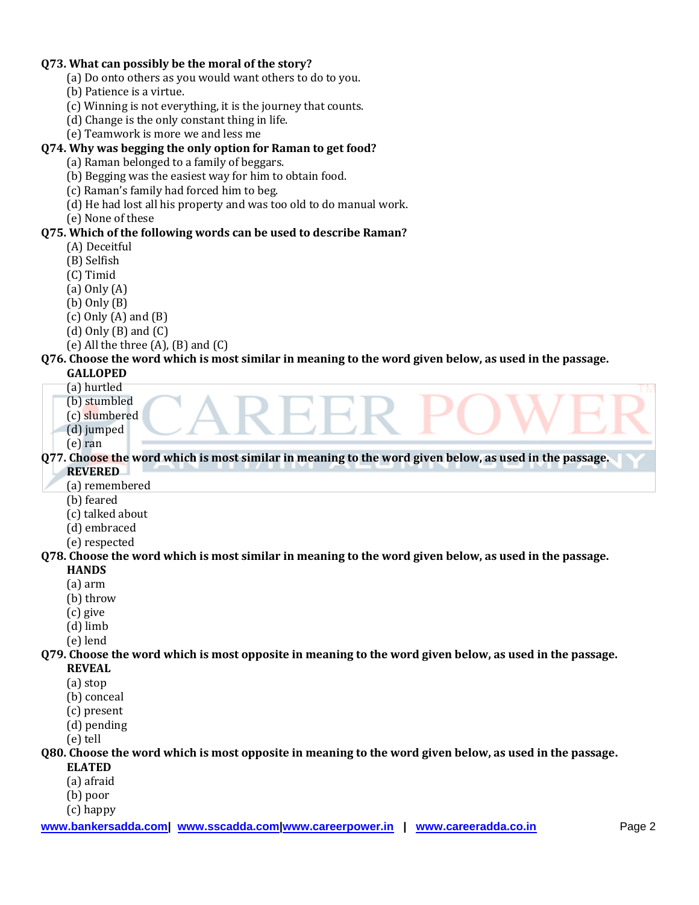**Q73. What can possibly be the moral of the story?**

(a) Do onto others as you would want others to do to you.
(b) Patience is a virtue.
(c) Winning is not everything, it is the journey that counts.
(d) Change is the only constant thing in life.
(e) Teamwork is more we and less me

**Q74. Why was begging the only option for Raman to get food?**

(a) Raman belonged to a family of beggars.
(b) Begging was the easiest way for him to obtain food.
(c) Raman's family had forced him to beg.
(d) He had lost all his property and was too old to do manual work.
(e) None of these

**Q75. Which of the following words can be used to describe Raman?**

(A) Deceitful
(B) Selfish
(C) Timid

(a) Only (A)
(b) Only (B)
(c) Only (A) and (B)
(d) Only (B) and (C)
(e) All the three (A), (B) and (C)

**Q76. Choose the word which is most similar in meaning to the word given below, as used in the passage.**
**GALLOPED**

(a) hurtled
(b) stumbled
(c) slumbered
(d) jumped
(e) ran

**Q77. Choose the word which is most similar in meaning to the word given below, as used in the passage.**
**REVERED**

(a) remembered
(b) feared
(c) talked about
(d) embraced
(e) respected

**Q78. Choose the word which is most similar in meaning to the word given below, as used in the passage.**
**HANDS**

(a) arm
(b) throw
(c) give
(d) limb
(e) lend

**Q79. Choose the word which is most opposite in meaning to the word given below, as used in the passage.**
**REVEAL**

(a) stop
(b) conceal
(c) present
(d) pending
(e) tell

**Q80. Choose the word which is most opposite in meaning to the word given below, as used in the passage.**
**ELATED**

(a) afraid
(b) poor
(c) happy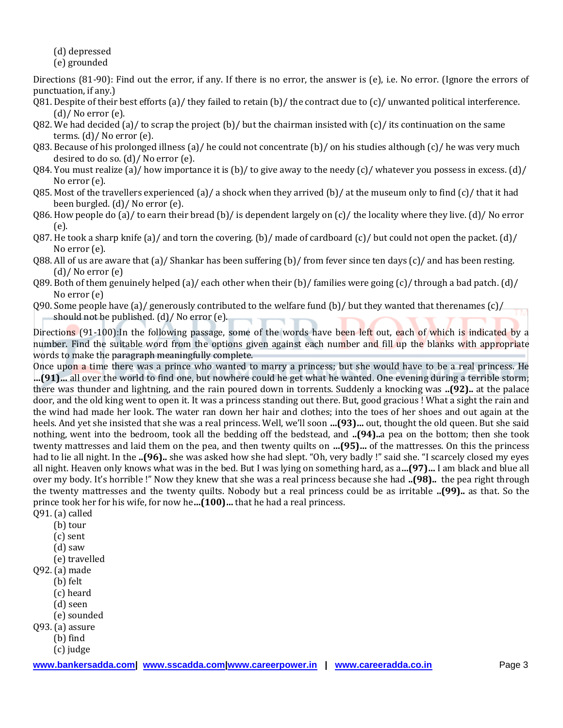(d) depressed
(e) grounded

Directions (81-90): Find out the error, if any. If there is no error, the answer is (e), i.e. No error. (Ignore the errors of punctuation, if any.)

Q81. Despite of their best efforts (a)/ they failed to retain (b)/ the contract due to (c)/ unwanted political interference. (d)/ No error (e).

Q82. We had decided (a)/ to scrap the project (b)/ but the chairman insisted with (c)/ its continuation on the same terms. (d)/ No error (e).

Q83. Because of his prolonged illness (a)/ he could not concentrate (b)/ on his studies although (c)/ he was very much desired to do so. (d)/ No error (e).

Q84. You must realize (a)/ how importance it is (b)/ to give away to the needy (c)/ whatever you possess in excess. (d)/ No error (e).

Q85. Most of the travellers experienced (a)/ a shock when they arrived (b)/ at the museum only to find (c)/ that it had been burgled. (d)/ No error (e).

Q86. How people do (a)/ to earn their bread (b)/ is dependent largely on (c)/ the locality where they live. (d)/ No error (e).

Q87. He took a sharp knife (a)/ and torn the covering. (b)/ made of cardboard (c)/ but could not open the packet. (d)/ No error (e).

Q88. All of us are aware that (a)/ Shankar has been suffering (b)/ from fever since ten days (c)/ and has been resting. (d)/ No error (e)

Q89. Both of them genuinely helped (a)/ each other when their (b)/ families were going (c)/ through a bad patch. (d)/ No error (e)

Q90. Some people have (a)/ generously contributed to the welfare fund (b)/ but they wanted that therenames (c)/ should not be published. (d)/ No error (e).

Directions (91-100):In the following passage, some of the words have been left out, each of which is indicated by a number. Find the suitable word from the options given against each number and fill up the blanks with appropriate words to make the paragraph meaningfully complete.

Once upon a time there was a prince who wanted to marry a princess; but she would have to be a real princess. He **...(91)...** all over the world to find one, but nowhere could he get what he wanted. One evening during a terrible storm; there was thunder and lightning, and the rain poured down in torrents. Suddenly a knocking was **..(92)..** at the palace door, and the old king went to open it. It was a princess standing out there. But, good gracious ! What a sight the rain and the wind had made her look. The water ran down her hair and clothes; into the toes of her shoes and out again at the heels. And yet she insisted that she was a real princess. Well, we'll soon **...(93)...** out, thought the old queen. But she said nothing, went into the bedroom, took all the bedding off the bedstead, and **..(94)..**a pea on the bottom; then she took twenty mattresses and laid them on the pea, and then twenty quilts on **...(95)...** of the mattresses. On this the princess had to lie all night. In the **..(96)..** she was asked how she had slept. "Oh, very badly !" said she. "I scarcely closed my eyes all night. Heaven only knows what was in the bed. But I was lying on something hard, as a**...(97)...** I am black and blue all over my body. It's horrible !" Now they knew that she was a real princess because she had **..(98)..** the pea right through the twenty mattresses and the twenty quilts. Nobody but a real princess could be as irritable **..(99)..** as that. So the prince took her for his wife, for now he**...(100)...** that he had a real princess.

Q91. (a) called
(b) tour
(c) sent
(d) saw
(e) travelled

Q92. (a) made
(b) felt
(c) heard
(d) seen
(e) sounded

Q93. (a) assure
(b) find
(c) judge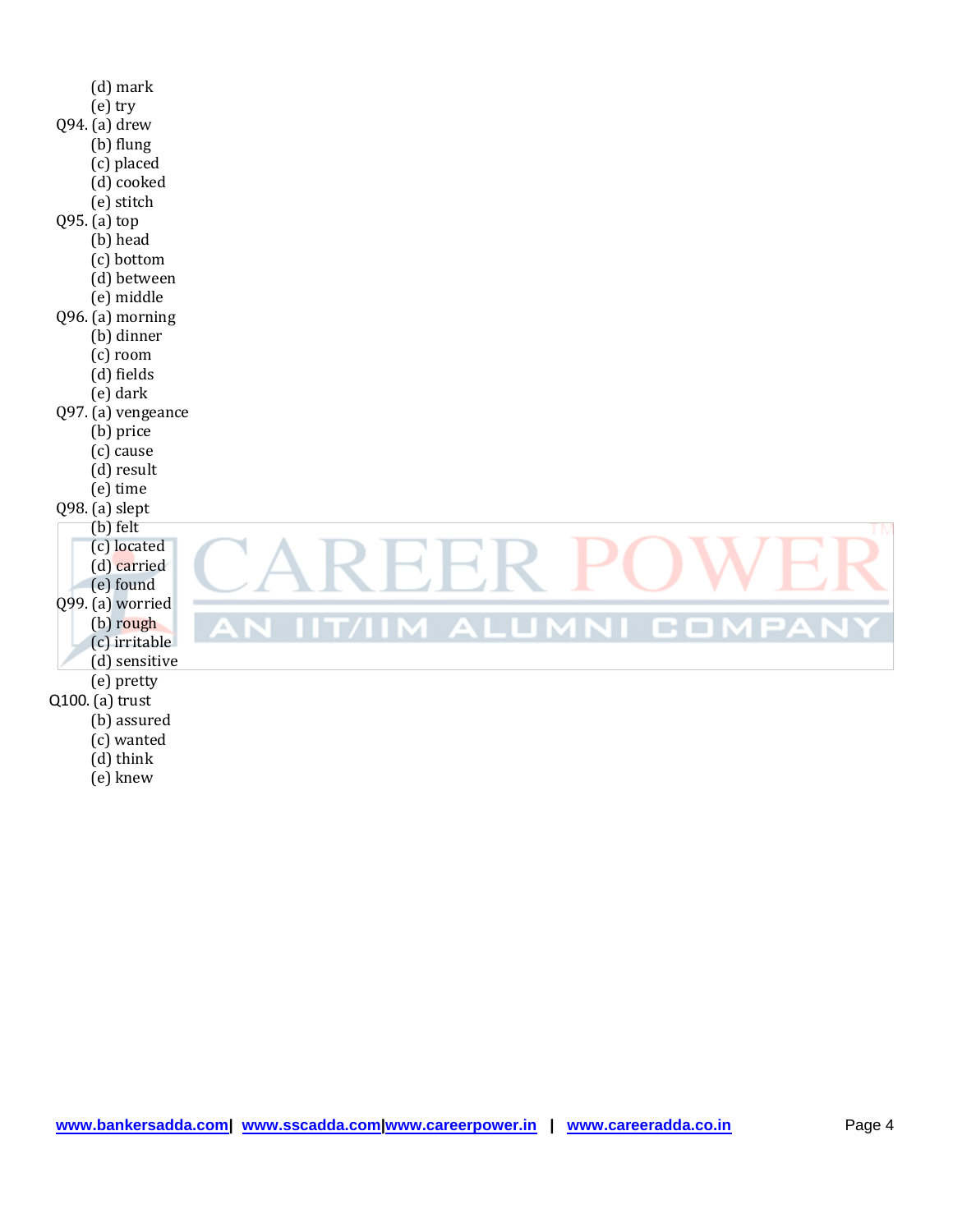(d) mark
(e) try

Q94. (a) drew
(b) flung
(c) placed
(d) cooked
(e) stitch

Q95. (a) top
(b) head
(c) bottom
(d) between
(e) middle

Q96. (a) morning
(b) dinner
(c) room
(d) fields
(e) dark

Q97. (a) vengeance
(b) price
(c) cause
(d) result
(e) time

Q98. (a) slept
(b) felt
(c) located
(d) carried
(e) found

Q99. (a) worried
(b) rough
(c) irritable
(d) sensitive
(e) pretty

Q100. (a) trust
(b) assured
(c) wanted
(d) think
(e) knew